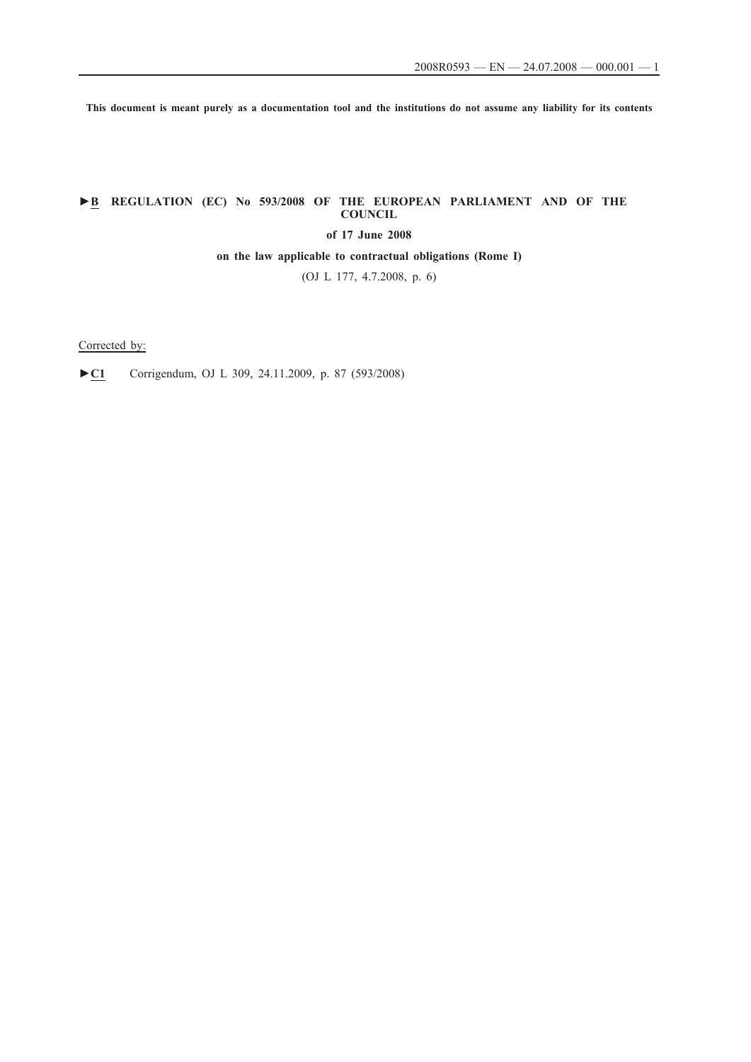**This document is meant purely as a documentation tool and the institutions do not assume any liability for its contents**

# ►B REGULATION (EC) No 593/2008 OF THE EUROPEAN PARLIAMENT AND OF THE COUNCIL

**of 17 June 2008**

**on the law applicable to contractual obligations (Rome I)**

(OJ L 177, 4.7.2008, p. 6)

Corrected by:

►C1 Corrigendum, OJ L 309, 24.11.2009, p. 87 (593/2008)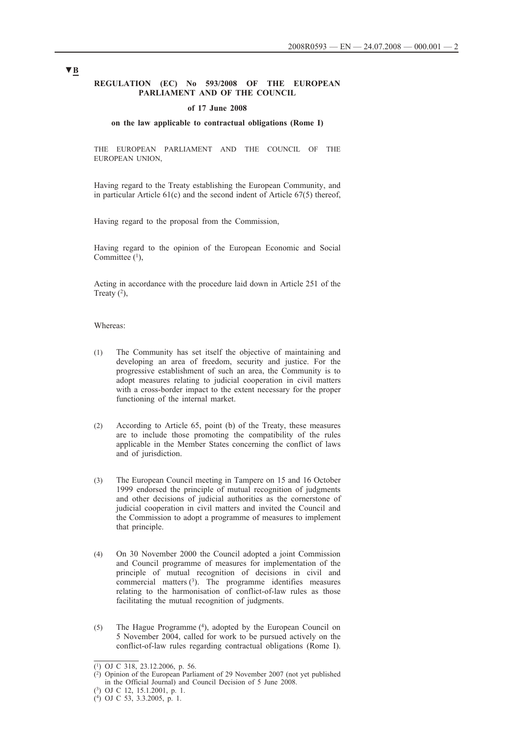▼B

**REGULATION (EC) No 593/2008 OF THE EUROPEAN PARLIAMENT AND OF THE COUNCIL**

**of 17 June 2008**

**on the law applicable to contractual obligations (Rome I)**

THE EUROPEAN PARLIAMENT AND THE COUNCIL OF THE EUROPEAN UNION,

Having regard to the Treaty establishing the European Community, and in particular Article 61(c) and the second indent of Article 67(5) thereof,

Having regard to the proposal from the Commission,

Having regard to the opinion of the European Economic and Social Committee [1],

Acting in accordance with the procedure laid down in Article 251 of the Treaty [2],

Whereas:

(1) The Community has set itself the objective of maintaining and developing an area of freedom, security and justice. For the progressive establishment of such an area, the Community is to adopt measures relating to judicial cooperation in civil matters with a cross-border impact to the extent necessary for the proper functioning of the internal market.

(2) According to Article 65, point (b) of the Treaty, these measures are to include those promoting the compatibility of the rules applicable in the Member States concerning the conflict of laws and of jurisdiction.

(3) The European Council meeting in Tampere on 15 and 16 October 1999 endorsed the principle of mutual recognition of judgments and other decisions of judicial authorities as the cornerstone of judicial cooperation in civil matters and invited the Council and the Commission to adopt a programme of measures to implement that principle.

(4) On 30 November 2000 the Council adopted a joint Commission and Council programme of measures for implementation of the principle of mutual recognition of decisions in civil and commercial matters [3]. The programme identifies measures relating to the harmonisation of conflict-of-law rules as those facilitating the mutual recognition of judgments.

(5) The Hague Programme [4], adopted by the European Council on 5 November 2004, called for work to be pursued actively on the conflict-of-law rules regarding contractual obligations (Rome I).

---

[1] OJ C 318, 23.12.2006, p. 56.

[2] Opinion of the European Parliament of 29 November 2007 (not yet published in the Official Journal) and Council Decision of 5 June 2008.

[3] OJ C 12, 15.1.2001, p. 1.

[4] OJ C 53, 3.3.2005, p. 1.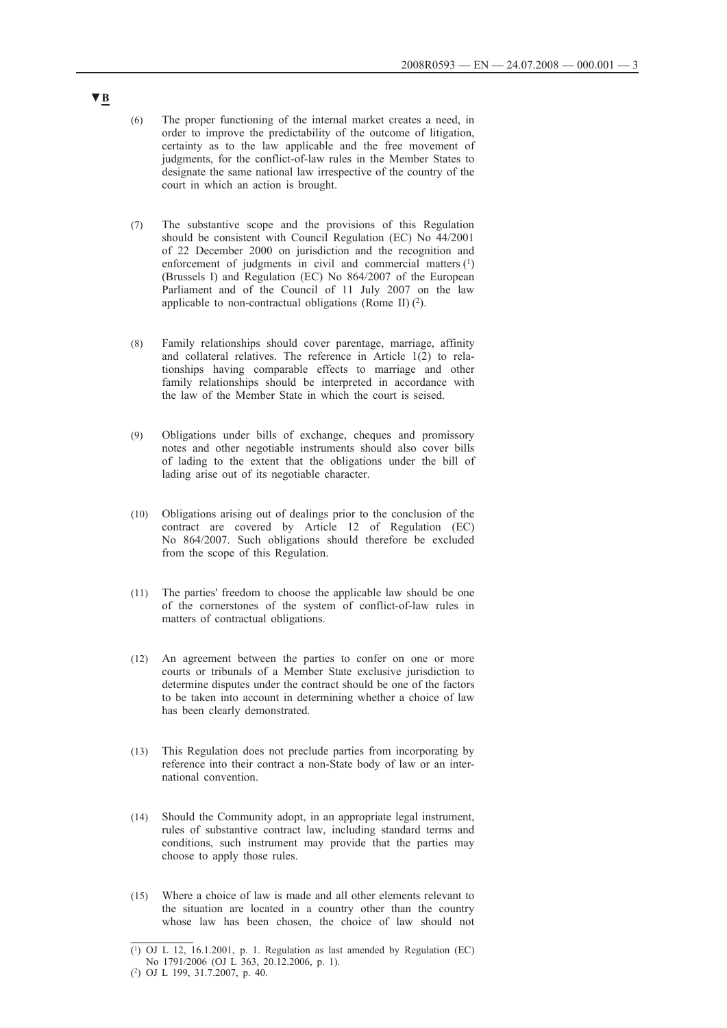▼B

(6) The proper functioning of the internal market creates a need, in order to improve the predictability of the outcome of litigation, certainty as to the law applicable and the free movement of judgments, for the conflict-of-law rules in the Member States to designate the same national law irrespective of the country of the court in which an action is brought.

(7) The substantive scope and the provisions of this Regulation should be consistent with Council Regulation (EC) No 44/2001 of 22 December 2000 on jurisdiction and the recognition and enforcement of judgments in civil and commercial matters [1] (Brussels I) and Regulation (EC) No 864/2007 of the European Parliament and of the Council of 11 July 2007 on the law applicable to non-contractual obligations (Rome II) [2].

(8) Family relationships should cover parentage, marriage, affinity and collateral relatives. The reference in Article 1(2) to relationships having comparable effects to marriage and other family relationships should be interpreted in accordance with the law of the Member State in which the court is seised.

(9) Obligations under bills of exchange, cheques and promissory notes and other negotiable instruments should also cover bills of lading to the extent that the obligations under the bill of lading arise out of its negotiable character.

(10) Obligations arising out of dealings prior to the conclusion of the contract are covered by Article 12 of Regulation (EC) No 864/2007. Such obligations should therefore be excluded from the scope of this Regulation.

(11) The parties' freedom to choose the applicable law should be one of the cornerstones of the system of conflict-of-law rules in matters of contractual obligations.

(12) An agreement between the parties to confer on one or more courts or tribunals of a Member State exclusive jurisdiction to determine disputes under the contract should be one of the factors to be taken into account in determining whether a choice of law has been clearly demonstrated.

(13) This Regulation does not preclude parties from incorporating by reference into their contract a non-State body of law or an international convention.

(14) Should the Community adopt, in an appropriate legal instrument, rules of substantive contract law, including standard terms and conditions, such instrument may provide that the parties may choose to apply those rules.

(15) Where a choice of law is made and all other elements relevant to the situation are located in a country other than the country whose law has been chosen, the choice of law should not

---

[1] OJ L 12, 16.1.2001, p. 1. Regulation as last amended by Regulation (EC) No 1791/2006 (OJ L 363, 20.12.2006, p. 1).

[2] OJ L 199, 31.7.2007, p. 40.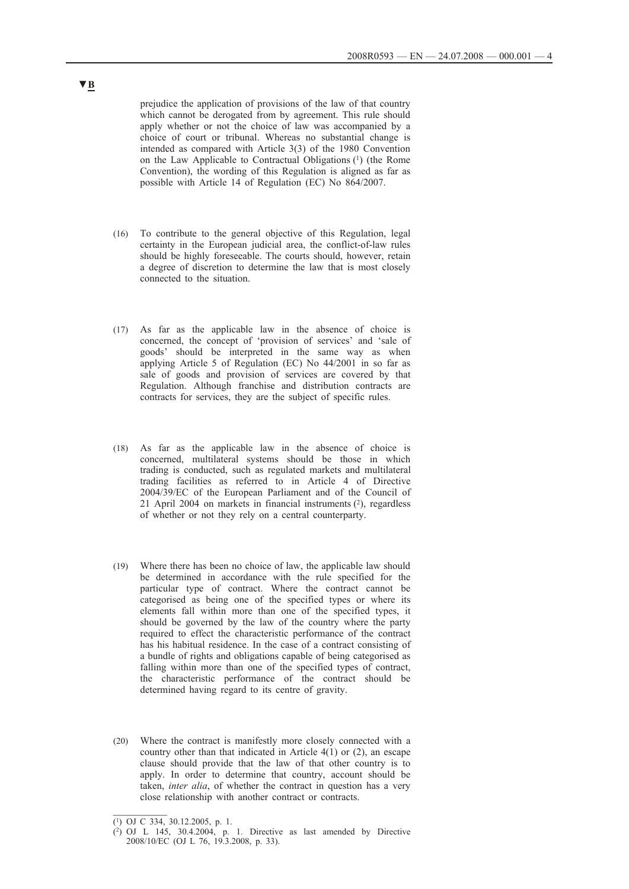prejudice the application of provisions of the law of that country which cannot be derogated from by agreement. This rule should apply whether or not the choice of law was accompanied by a choice of court or tribunal. Whereas no substantial change is intended as compared with Article 3(3) of the 1980 Convention on the Law Applicable to Contractual Obligations [1] (the Rome Convention), the wording of this Regulation is aligned as far as possible with Article 14 of Regulation (EC) No 864/2007.

(16) To contribute to the general objective of this Regulation, legal certainty in the European judicial area, the conflict-of-law rules should be highly foreseeable. The courts should, however, retain a degree of discretion to determine the law that is most closely connected to the situation.

(17) As far as the applicable law in the absence of choice is concerned, the concept of 'provision of services' and 'sale of goods' should be interpreted in the same way as when applying Article 5 of Regulation (EC) No 44/2001 in so far as sale of goods and provision of services are covered by that Regulation. Although franchise and distribution contracts are contracts for services, they are the subject of specific rules.

(18) As far as the applicable law in the absence of choice is concerned, multilateral systems should be those in which trading is conducted, such as regulated markets and multilateral trading facilities as referred to in Article 4 of Directive 2004/39/EC of the European Parliament and of the Council of 21 April 2004 on markets in financial instruments [2], regardless of whether or not they rely on a central counterparty.

(19) Where there has been no choice of law, the applicable law should be determined in accordance with the rule specified for the particular type of contract. Where the contract cannot be categorised as being one of the specified types or where its elements fall within more than one of the specified types, it should be governed by the law of the country where the party required to effect the characteristic performance of the contract has his habitual residence. In the case of a contract consisting of a bundle of rights and obligations capable of being categorised as falling within more than one of the specified types of contract, the characteristic performance of the contract should be determined having regard to its centre of gravity.

(20) Where the contract is manifestly more closely connected with a country other than that indicated in Article 4(1) or (2), an escape clause should provide that the law of that other country is to apply. In order to determine that country, account should be taken, *inter alia*, of whether the contract in question has a very close relationship with another contract or contracts.

---

(1) OJ C 334, 30.12.2005, p. 1.

(2) OJ L 145, 30.4.2004, p. 1. Directive as last amended by Directive 2008/10/EC (OJ L 76, 19.3.2008, p. 33).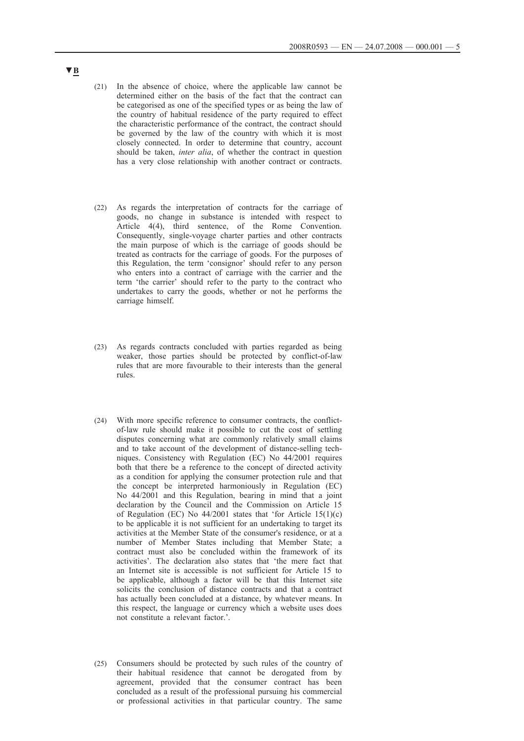▼B

(21) In the absence of choice, where the applicable law cannot be determined either on the basis of the fact that the contract can be categorised as one of the specified types or as being the law of the country of habitual residence of the party required to effect the characteristic performance of the contract, the contract should be governed by the law of the country with which it is most closely connected. In order to determine that country, account should be taken, *inter alia*, of whether the contract in question has a very close relationship with another contract or contracts.

(22) As regards the interpretation of contracts for the carriage of goods, no change in substance is intended with respect to Article 4(4), third sentence, of the Rome Convention. Consequently, single-voyage charter parties and other contracts the main purpose of which is the carriage of goods should be treated as contracts for the carriage of goods. For the purposes of this Regulation, the term 'consignor' should refer to any person who enters into a contract of carriage with the carrier and the term 'the carrier' should refer to the party to the contract who undertakes to carry the goods, whether or not he performs the carriage himself.

(23) As regards contracts concluded with parties regarded as being weaker, those parties should be protected by conflict-of-law rules that are more favourable to their interests than the general rules.

(24) With more specific reference to consumer contracts, the conflict-of-law rule should make it possible to cut the cost of settling disputes concerning what are commonly relatively small claims and to take account of the development of distance-selling techniques. Consistency with Regulation (EC) No 44/2001 requires both that there be a reference to the concept of directed activity as a condition for applying the consumer protection rule and that the concept be interpreted harmoniously in Regulation (EC) No 44/2001 and this Regulation, bearing in mind that a joint declaration by the Council and the Commission on Article 15 of Regulation (EC) No 44/2001 states that 'for Article 15(1)(c) to be applicable it is not sufficient for an undertaking to target its activities at the Member State of the consumer's residence, or at a number of Member States including that Member State; a contract must also be concluded within the framework of its activities'. The declaration also states that 'the mere fact that an Internet site is accessible is not sufficient for Article 15 to be applicable, although a factor will be that this Internet site solicits the conclusion of distance contracts and that a contract has actually been concluded at a distance, by whatever means. In this respect, the language or currency which a website uses does not constitute a relevant factor.'.

(25) Consumers should be protected by such rules of the country of their habitual residence that cannot be derogated from by agreement, provided that the consumer contract has been concluded as a result of the professional pursuing his commercial or professional activities in that particular country. The same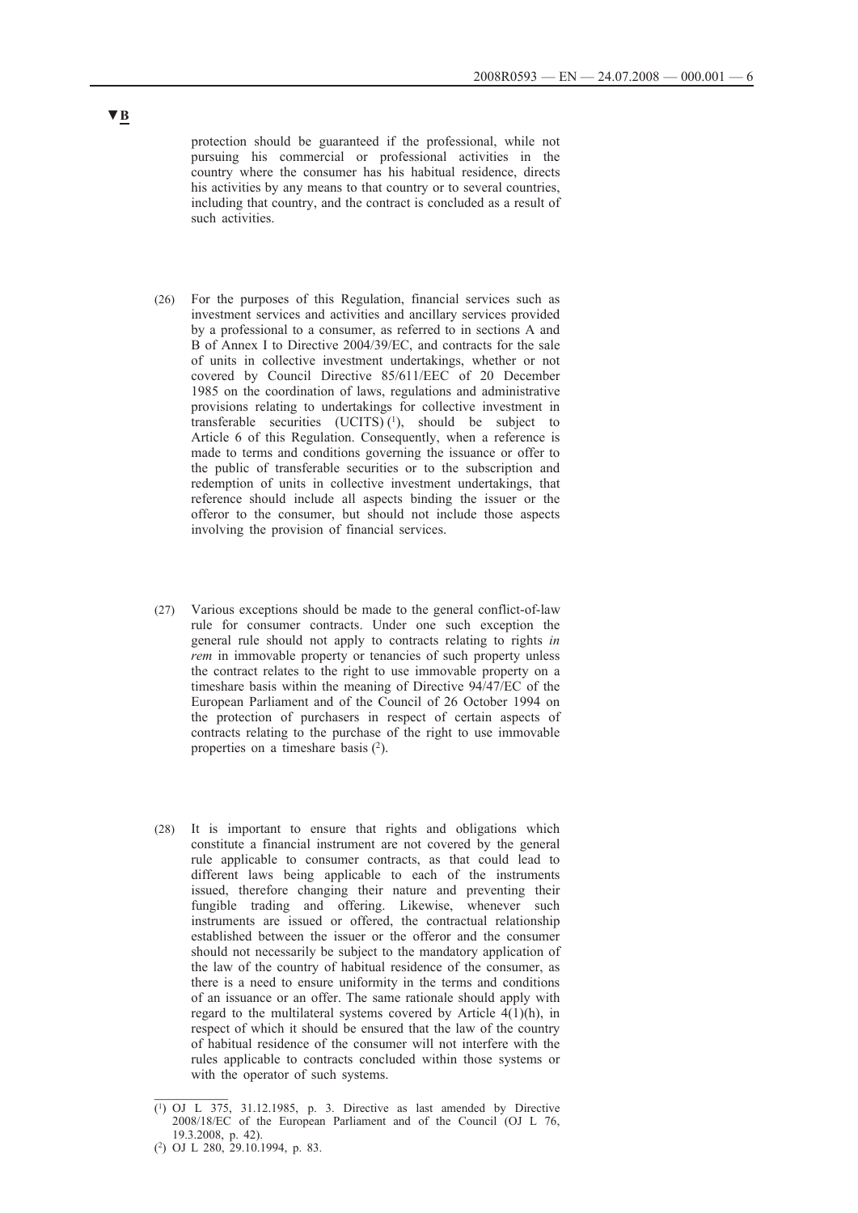▼B

protection should be guaranteed if the professional, while not pursuing his commercial or professional activities in the country where the consumer has his habitual residence, directs his activities by any means to that country or to several countries, including that country, and the contract is concluded as a result of such activities.

(26) For the purposes of this Regulation, financial services such as investment services and activities and ancillary services provided by a professional to a consumer, as referred to in sections A and B of Annex I to Directive 2004/39/EC, and contracts for the sale of units in collective investment undertakings, whether or not covered by Council Directive 85/611/EEC of 20 December 1985 on the coordination of laws, regulations and administrative provisions relating to undertakings for collective investment in transferable securities (UCITS) [1], should be subject to Article 6 of this Regulation. Consequently, when a reference is made to terms and conditions governing the issuance or offer to the public of transferable securities or to the subscription and redemption of units in collective investment undertakings, that reference should include all aspects binding the issuer or the offeror to the consumer, but should not include those aspects involving the provision of financial services.

(27) Various exceptions should be made to the general conflict-of-law rule for consumer contracts. Under one such exception the general rule should not apply to contracts relating to rights *in rem* in immovable property or tenancies of such property unless the contract relates to the right to use immovable property on a timeshare basis within the meaning of Directive 94/47/EC of the European Parliament and of the Council of 26 October 1994 on the protection of purchasers in respect of certain aspects of contracts relating to the purchase of the right to use immovable properties on a timeshare basis [2].

(28) It is important to ensure that rights and obligations which constitute a financial instrument are not covered by the general rule applicable to consumer contracts, as that could lead to different laws being applicable to each of the instruments issued, therefore changing their nature and preventing their fungible trading and offering. Likewise, whenever such instruments are issued or offered, the contractual relationship established between the issuer or the offeror and the consumer should not necessarily be subject to the mandatory application of the law of the country of habitual residence of the consumer, as there is a need to ensure uniformity in the terms and conditions of an issuance or an offer. The same rationale should apply with regard to the multilateral systems covered by Article 4(1)(h), in respect of which it should be ensured that the law of the country of habitual residence of the consumer will not interfere with the rules applicable to contracts concluded within those systems or with the operator of such systems.

---

[1] OJ L 375, 31.12.1985, p. 3. Directive as last amended by Directive 2008/18/EC of the European Parliament and of the Council (OJ L 76, 19.3.2008, p. 42).

[2] OJ L 280, 29.10.1994, p. 83.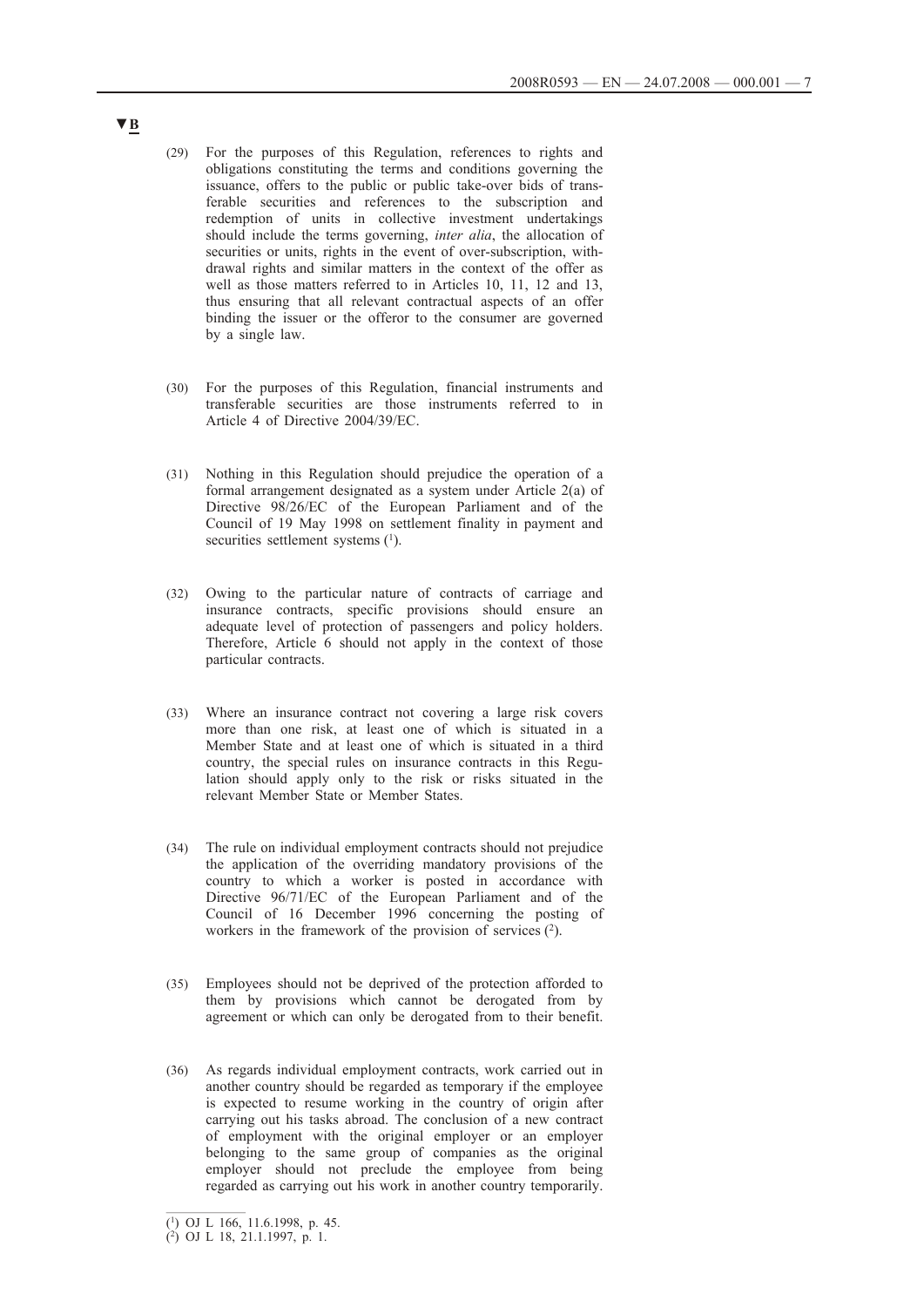▼B

(29) For the purposes of this Regulation, references to rights and obligations constituting the terms and conditions governing the issuance, offers to the public or public take-over bids of transferable securities and references to the subscription and redemption of units in collective investment undertakings should include the terms governing, *inter alia*, the allocation of securities or units, rights in the event of over-subscription, withdrawal rights and similar matters in the context of the offer as well as those matters referred to in Articles 10, 11, 12 and 13, thus ensuring that all relevant contractual aspects of an offer binding the issuer or the offeror to the consumer are governed by a single law.

(30) For the purposes of this Regulation, financial instruments and transferable securities are those instruments referred to in Article 4 of Directive 2004/39/EC.

(31) Nothing in this Regulation should prejudice the operation of a formal arrangement designated as a system under Article 2(a) of Directive 98/26/EC of the European Parliament and of the Council of 19 May 1998 on settlement finality in payment and securities settlement systems [1].

(32) Owing to the particular nature of contracts of carriage and insurance contracts, specific provisions should ensure an adequate level of protection of passengers and policy holders. Therefore, Article 6 should not apply in the context of those particular contracts.

(33) Where an insurance contract not covering a large risk covers more than one risk, at least one of which is situated in a Member State and at least one of which is situated in a third country, the special rules on insurance contracts in this Regulation should apply only to the risk or risks situated in the relevant Member State or Member States.

(34) The rule on individual employment contracts should not prejudice the application of the overriding mandatory provisions of the country to which a worker is posted in accordance with Directive 96/71/EC of the European Parliament and of the Council of 16 December 1996 concerning the posting of workers in the framework of the provision of services [2].

(35) Employees should not be deprived of the protection afforded to them by provisions which cannot be derogated from by agreement or which can only be derogated from to their benefit.

(36) As regards individual employment contracts, work carried out in another country should be regarded as temporary if the employee is expected to resume working in the country of origin after carrying out his tasks abroad. The conclusion of a new contract of employment with the original employer or an employer belonging to the same group of companies as the original employer should not preclude the employee from being regarded as carrying out his work in another country temporarily.

---

[1] OJ L 166, 11.6.1998, p. 45.

[2] OJ L 18, 21.1.1997, p. 1.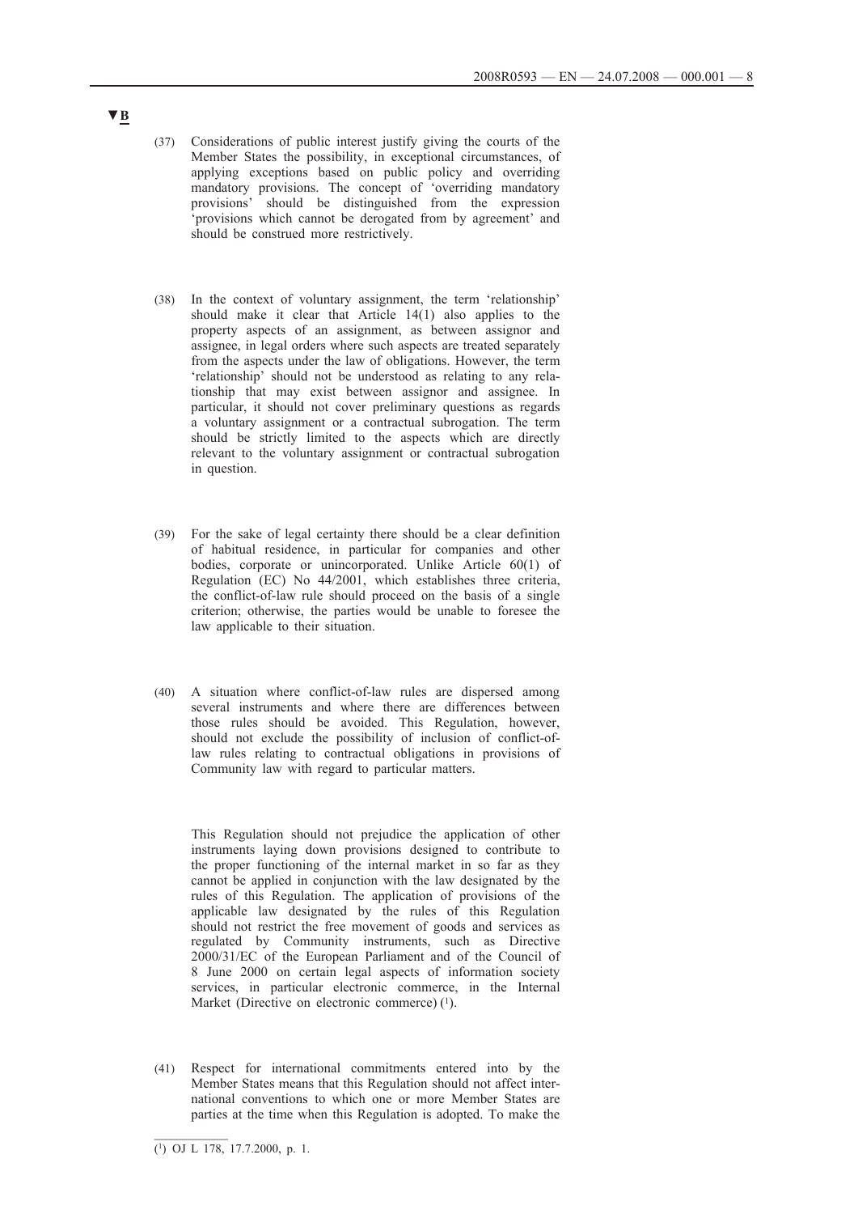▼B

(37) Considerations of public interest justify giving the courts of the Member States the possibility, in exceptional circumstances, of applying exceptions based on public policy and overriding mandatory provisions. The concept of 'overriding mandatory provisions' should be distinguished from the expression 'provisions which cannot be derogated from by agreement' and should be construed more restrictively.

(38) In the context of voluntary assignment, the term 'relationship' should make it clear that Article 14(1) also applies to the property aspects of an assignment, as between assignor and assignee, in legal orders where such aspects are treated separately from the aspects under the law of obligations. However, the term 'relationship' should not be understood as relating to any relationship that may exist between assignor and assignee. In particular, it should not cover preliminary questions as regards a voluntary assignment or a contractual subrogation. The term should be strictly limited to the aspects which are directly relevant to the voluntary assignment or contractual subrogation in question.

(39) For the sake of legal certainty there should be a clear definition of habitual residence, in particular for companies and other bodies, corporate or unincorporated. Unlike Article 60(1) of Regulation (EC) No 44/2001, which establishes three criteria, the conflict-of-law rule should proceed on the basis of a single criterion; otherwise, the parties would be unable to foresee the law applicable to their situation.

(40) A situation where conflict-of-law rules are dispersed among several instruments and where there are differences between those rules should be avoided. This Regulation, however, should not exclude the possibility of inclusion of conflict-of-law rules relating to contractual obligations in provisions of Community law with regard to particular matters.

This Regulation should not prejudice the application of other instruments laying down provisions designed to contribute to the proper functioning of the internal market in so far as they cannot be applied in conjunction with the law designated by the rules of this Regulation. The application of provisions of the applicable law designated by the rules of this Regulation should not restrict the free movement of goods and services as regulated by Community instruments, such as Directive 2000/31/EC of the European Parliament and of the Council of 8 June 2000 on certain legal aspects of information society services, in particular electronic commerce, in the Internal Market (Directive on electronic commerce) [1].

(41) Respect for international commitments entered into by the Member States means that this Regulation should not affect international conventions to which one or more Member States are parties at the time when this Regulation is adopted. To make the

---

[1] OJ L 178, 17.7.2000, p. 1.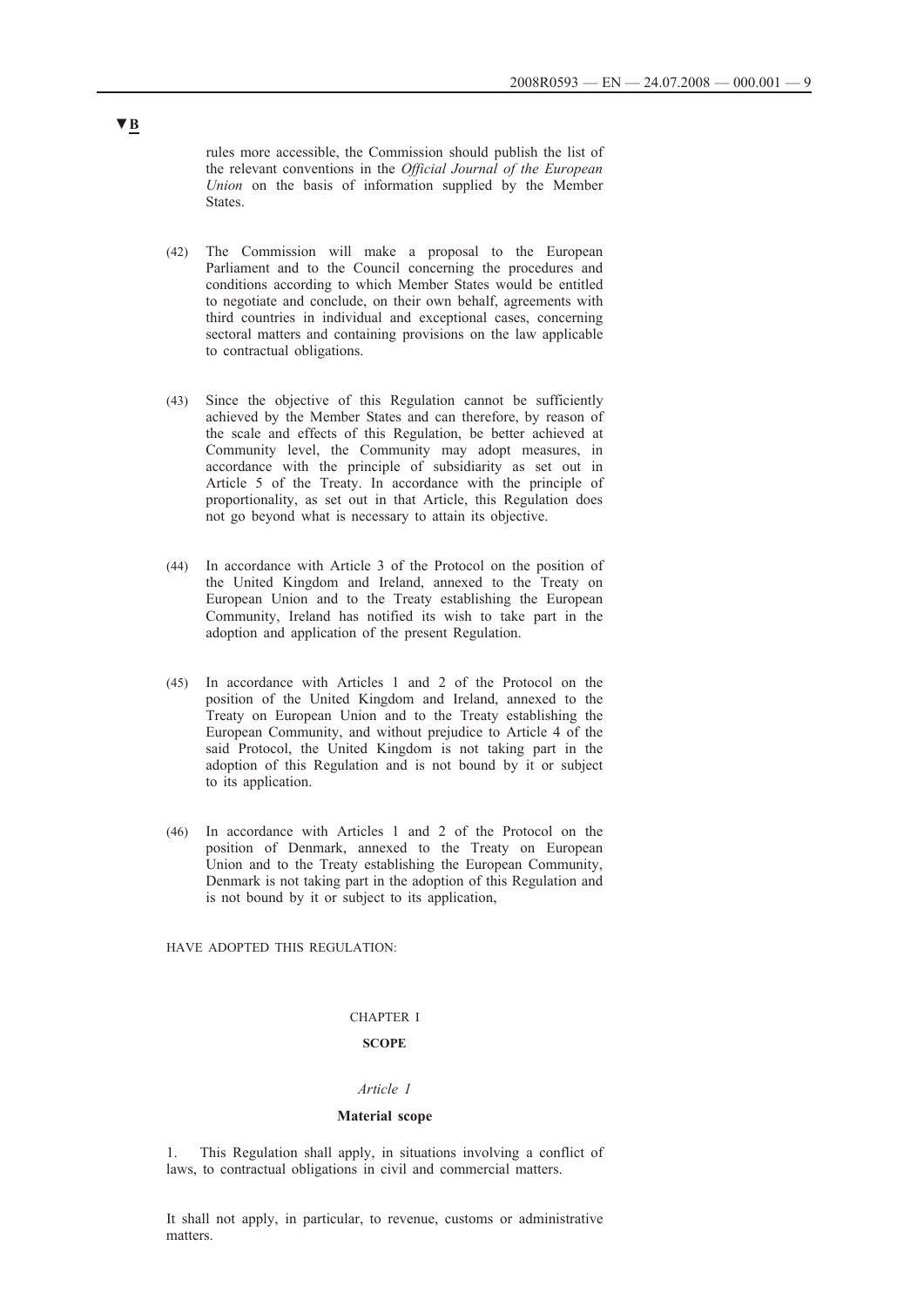**▼B**

rules more accessible, the Commission should publish the list of the relevant conventions in the *Official Journal of the European Union* on the basis of information supplied by the Member States.

(42) The Commission will make a proposal to the European Parliament and to the Council concerning the procedures and conditions according to which Member States would be entitled to negotiate and conclude, on their own behalf, agreements with third countries in individual and exceptional cases, concerning sectoral matters and containing provisions on the law applicable to contractual obligations.

(43) Since the objective of this Regulation cannot be sufficiently achieved by the Member States and can therefore, by reason of the scale and effects of this Regulation, be better achieved at Community level, the Community may adopt measures, in accordance with the principle of subsidiarity as set out in Article 5 of the Treaty. In accordance with the principle of proportionality, as set out in that Article, this Regulation does not go beyond what is necessary to attain its objective.

(44) In accordance with Article 3 of the Protocol on the position of the United Kingdom and Ireland, annexed to the Treaty on European Union and to the Treaty establishing the European Community, Ireland has notified its wish to take part in the adoption and application of the present Regulation.

(45) In accordance with Articles 1 and 2 of the Protocol on the position of the United Kingdom and Ireland, annexed to the Treaty on European Union and to the Treaty establishing the European Community, and without prejudice to Article 4 of the said Protocol, the United Kingdom is not taking part in the adoption of this Regulation and is not bound by it or subject to its application.

(46) In accordance with Articles 1 and 2 of the Protocol on the position of Denmark, annexed to the Treaty on European Union and to the Treaty establishing the European Community, Denmark is not taking part in the adoption of this Regulation and is not bound by it or subject to its application,

HAVE ADOPTED THIS REGULATION:

## CHAPTER I

## **SCOPE**

### *Article 1*

### **Material scope**

1. This Regulation shall apply, in situations involving a conflict of laws, to contractual obligations in civil and commercial matters.

It shall not apply, in particular, to revenue, customs or administrative matters.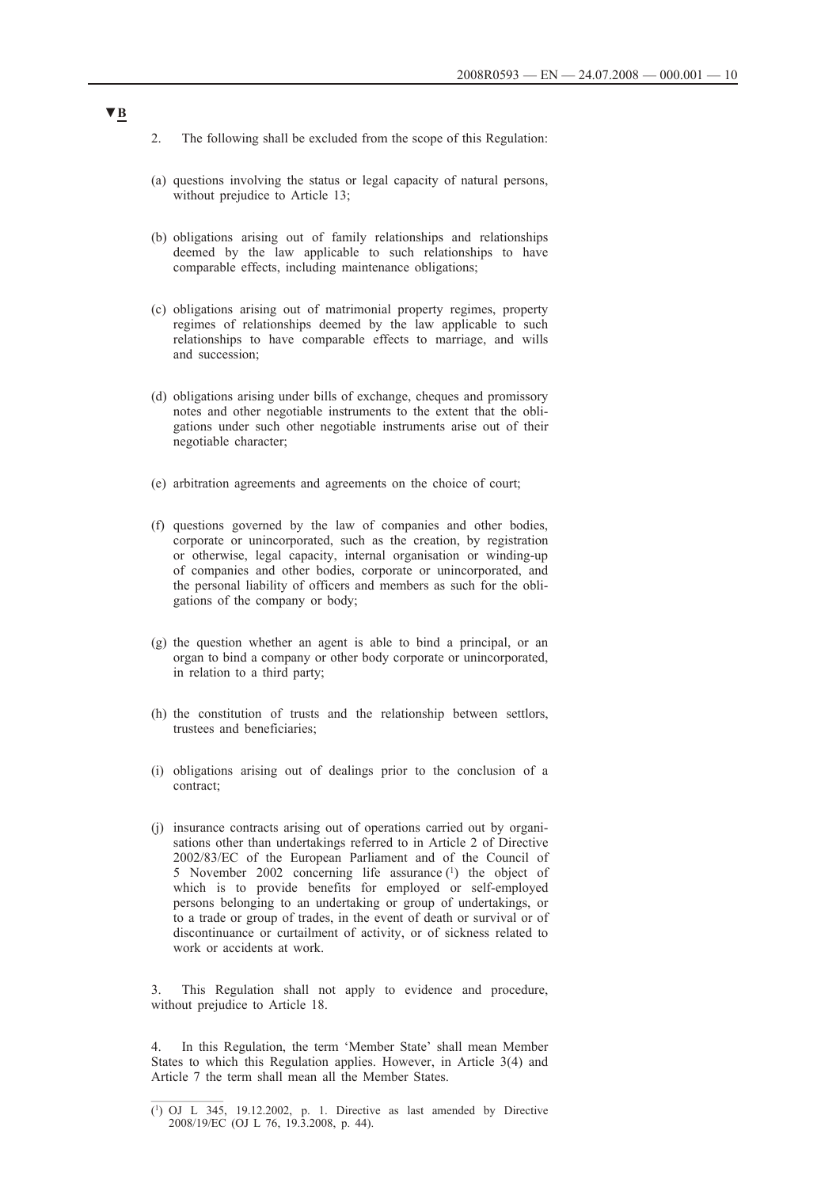▼B

2. The following shall be excluded from the scope of this Regulation:

(a) questions involving the status or legal capacity of natural persons, without prejudice to Article 13;

(b) obligations arising out of family relationships and relationships deemed by the law applicable to such relationships to have comparable effects, including maintenance obligations;

(c) obligations arising out of matrimonial property regimes, property regimes of relationships deemed by the law applicable to such relationships to have comparable effects to marriage, and wills and succession;

(d) obligations arising under bills of exchange, cheques and promissory notes and other negotiable instruments to the extent that the obligations under such other negotiable instruments arise out of their negotiable character;

(e) arbitration agreements and agreements on the choice of court;

(f) questions governed by the law of companies and other bodies, corporate or unincorporated, such as the creation, by registration or otherwise, legal capacity, internal organisation or winding-up of companies and other bodies, corporate or unincorporated, and the personal liability of officers and members as such for the obligations of the company or body;

(g) the question whether an agent is able to bind a principal, or an organ to bind a company or other body corporate or unincorporated, in relation to a third party;

(h) the constitution of trusts and the relationship between settlors, trustees and beneficiaries;

(i) obligations arising out of dealings prior to the conclusion of a contract;

(j) insurance contracts arising out of operations carried out by organisations other than undertakings referred to in Article 2 of Directive 2002/83/EC of the European Parliament and of the Council of 5 November 2002 concerning life assurance [1] the object of which is to provide benefits for employed or self-employed persons belonging to an undertaking or group of undertakings, or to a trade or group of trades, in the event of death or survival or of discontinuance or curtailment of activity, or of sickness related to work or accidents at work.

3. This Regulation shall not apply to evidence and procedure, without prejudice to Article 18.

4. In this Regulation, the term 'Member State' shall mean Member States to which this Regulation applies. However, in Article 3(4) and Article 7 the term shall mean all the Member States.

---

[1] OJ L 345, 19.12.2002, p. 1. Directive as last amended by Directive 2008/19/EC (OJ L 76, 19.3.2008, p. 44).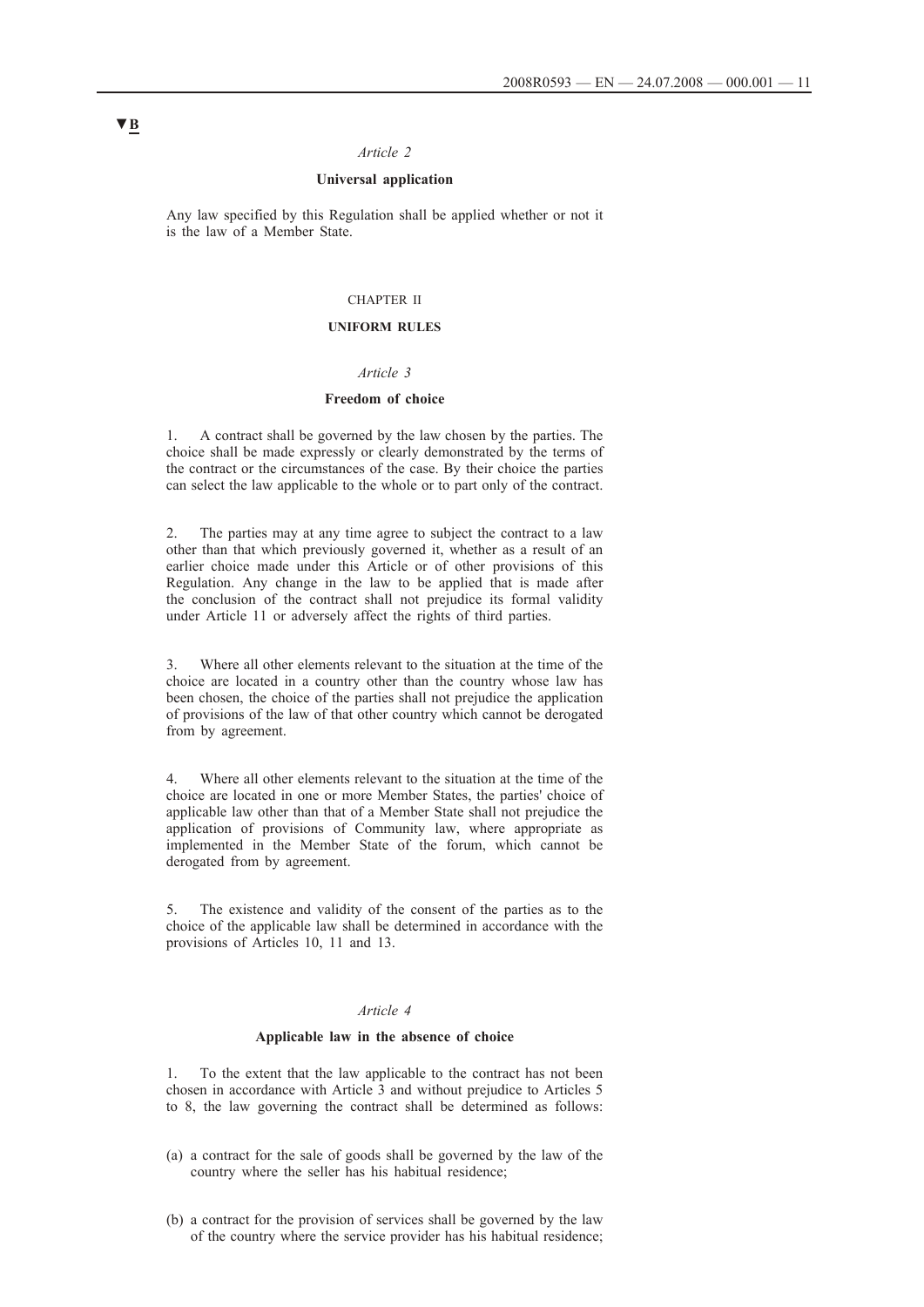▼B

*Article 2*

**Universal application**

Any law specified by this Regulation shall be applied whether or not it is the law of a Member State.

CHAPTER II

**UNIFORM RULES**

*Article 3*

**Freedom of choice**

1. A contract shall be governed by the law chosen by the parties. The choice shall be made expressly or clearly demonstrated by the terms of the contract or the circumstances of the case. By their choice the parties can select the law applicable to the whole or to part only of the contract.

2. The parties may at any time agree to subject the contract to a law other than that which previously governed it, whether as a result of an earlier choice made under this Article or of other provisions of this Regulation. Any change in the law to be applied that is made after the conclusion of the contract shall not prejudice its formal validity under Article 11 or adversely affect the rights of third parties.

3. Where all other elements relevant to the situation at the time of the choice are located in a country other than the country whose law has been chosen, the choice of the parties shall not prejudice the application of provisions of the law of that other country which cannot be derogated from by agreement.

4. Where all other elements relevant to the situation at the time of the choice are located in one or more Member States, the parties' choice of applicable law other than that of a Member State shall not prejudice the application of provisions of Community law, where appropriate as implemented in the Member State of the forum, which cannot be derogated from by agreement.

5. The existence and validity of the consent of the parties as to the choice of the applicable law shall be determined in accordance with the provisions of Articles 10, 11 and 13.

*Article 4*

**Applicable law in the absence of choice**

1. To the extent that the law applicable to the contract has not been chosen in accordance with Article 3 and without prejudice to Articles 5 to 8, the law governing the contract shall be determined as follows:

(a) a contract for the sale of goods shall be governed by the law of the country where the seller has his habitual residence;

(b) a contract for the provision of services shall be governed by the law of the country where the service provider has his habitual residence;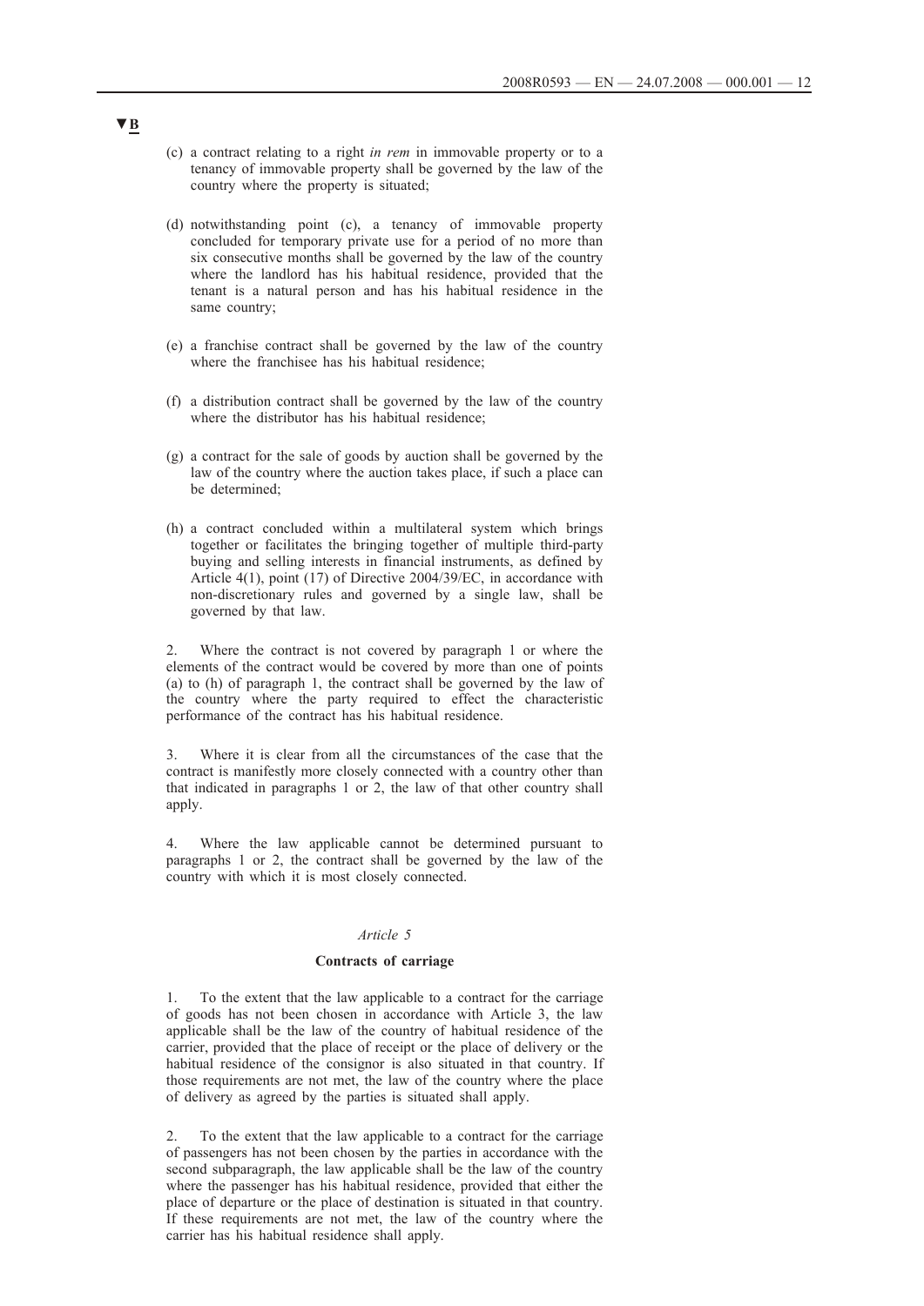▼B

(c) a contract relating to a right *in rem* in immovable property or to a tenancy of immovable property shall be governed by the law of the country where the property is situated;

(d) notwithstanding point (c), a tenancy of immovable property concluded for temporary private use for a period of no more than six consecutive months shall be governed by the law of the country where the landlord has his habitual residence, provided that the tenant is a natural person and has his habitual residence in the same country;

(e) a franchise contract shall be governed by the law of the country where the franchisee has his habitual residence;

(f) a distribution contract shall be governed by the law of the country where the distributor has his habitual residence;

(g) a contract for the sale of goods by auction shall be governed by the law of the country where the auction takes place, if such a place can be determined;

(h) a contract concluded within a multilateral system which brings together or facilitates the bringing together of multiple third-party buying and selling interests in financial instruments, as defined by Article 4(1), point (17) of Directive 2004/39/EC, in accordance with non-discretionary rules and governed by a single law, shall be governed by that law.

2. Where the contract is not covered by paragraph 1 or where the elements of the contract would be covered by more than one of points (a) to (h) of paragraph 1, the contract shall be governed by the law of the country where the party required to effect the characteristic performance of the contract has his habitual residence.

3. Where it is clear from all the circumstances of the case that the contract is manifestly more closely connected with a country other than that indicated in paragraphs 1 or 2, the law of that other country shall apply.

4. Where the law applicable cannot be determined pursuant to paragraphs 1 or 2, the contract shall be governed by the law of the country with which it is most closely connected.

*Article 5*

**Contracts of carriage**

1. To the extent that the law applicable to a contract for the carriage of goods has not been chosen in accordance with Article 3, the law applicable shall be the law of the country of habitual residence of the carrier, provided that the place of receipt or the place of delivery or the habitual residence of the consignor is also situated in that country. If those requirements are not met, the law of the country where the place of delivery as agreed by the parties is situated shall apply.

2. To the extent that the law applicable to a contract for the carriage of passengers has not been chosen by the parties in accordance with the second subparagraph, the law applicable shall be the law of the country where the passenger has his habitual residence, provided that either the place of departure or the place of destination is situated in that country. If these requirements are not met, the law of the country where the carrier has his habitual residence shall apply.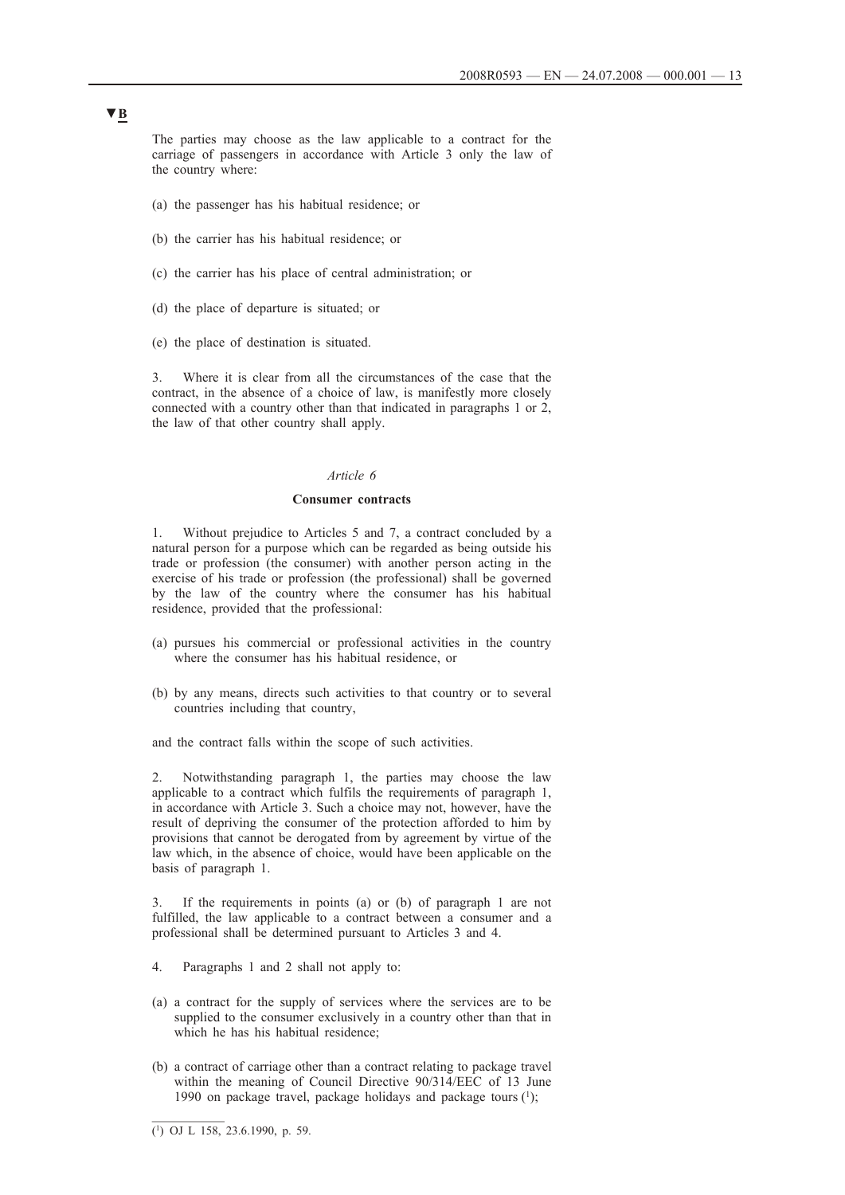▼B

The parties may choose as the law applicable to a contract for the carriage of passengers in accordance with Article 3 only the law of the country where:

(a) the passenger has his habitual residence; or

(b) the carrier has his habitual residence; or

(c) the carrier has his place of central administration; or

(d) the place of departure is situated; or

(e) the place of destination is situated.

3. Where it is clear from all the circumstances of the case that the contract, in the absence of a choice of law, is manifestly more closely connected with a country other than that indicated in paragraphs 1 or 2, the law of that other country shall apply.

*Article 6*

**Consumer contracts**

1. Without prejudice to Articles 5 and 7, a contract concluded by a natural person for a purpose which can be regarded as being outside his trade or profession (the consumer) with another person acting in the exercise of his trade or profession (the professional) shall be governed by the law of the country where the consumer has his habitual residence, provided that the professional:

(a) pursues his commercial or professional activities in the country where the consumer has his habitual residence, or

(b) by any means, directs such activities to that country or to several countries including that country,

and the contract falls within the scope of such activities.

2. Notwithstanding paragraph 1, the parties may choose the law applicable to a contract which fulfils the requirements of paragraph 1, in accordance with Article 3. Such a choice may not, however, have the result of depriving the consumer of the protection afforded to him by provisions that cannot be derogated from by agreement by virtue of the law which, in the absence of choice, would have been applicable on the basis of paragraph 1.

3. If the requirements in points (a) or (b) of paragraph 1 are not fulfilled, the law applicable to a contract between a consumer and a professional shall be determined pursuant to Articles 3 and 4.

4. Paragraphs 1 and 2 shall not apply to:

(a) a contract for the supply of services where the services are to be supplied to the consumer exclusively in a country other than that in which he has his habitual residence;

(b) a contract of carriage other than a contract relating to package travel within the meaning of Council Directive 90/314/EEC of 13 June 1990 on package travel, package holidays and package tours [1];

[1] OJ L 158, 23.6.1990, p. 59.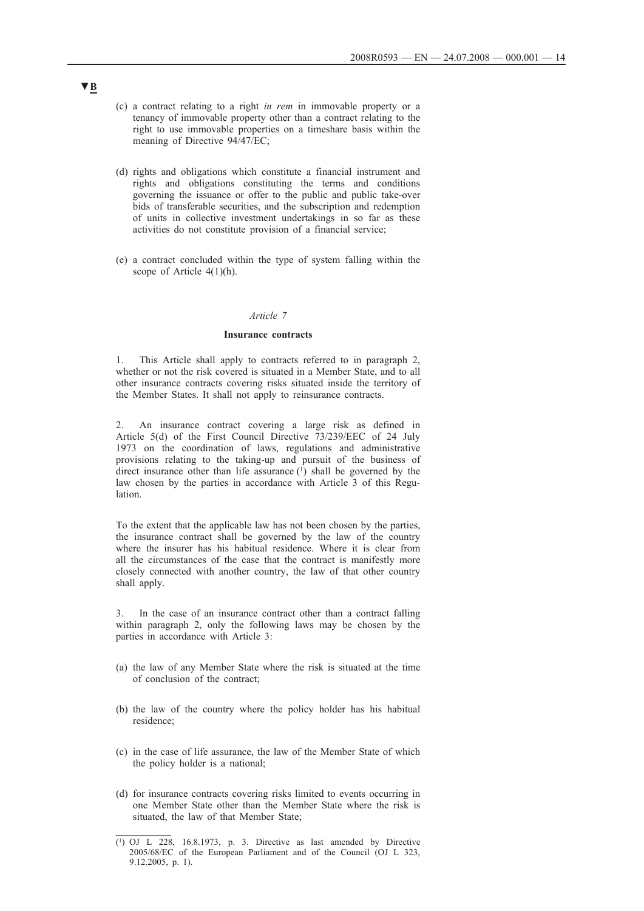▼B

(c) a contract relating to a right *in rem* in immovable property or a tenancy of immovable property other than a contract relating to the right to use immovable properties on a timeshare basis within the meaning of Directive 94/47/EC;

(d) rights and obligations which constitute a financial instrument and rights and obligations constituting the terms and conditions governing the issuance or offer to the public and public take-over bids of transferable securities, and the subscription and redemption of units in collective investment undertakings in so far as these activities do not constitute provision of a financial service;

(e) a contract concluded within the type of system falling within the scope of Article 4(1)(h).

*Article 7*

**Insurance contracts**

1. This Article shall apply to contracts referred to in paragraph 2, whether or not the risk covered is situated in a Member State, and to all other insurance contracts covering risks situated inside the territory of the Member States. It shall not apply to reinsurance contracts.

2. An insurance contract covering a large risk as defined in Article 5(d) of the First Council Directive 73/239/EEC of 24 July 1973 on the coordination of laws, regulations and administrative provisions relating to the taking-up and pursuit of the business of direct insurance other than life assurance [1] shall be governed by the law chosen by the parties in accordance with Article 3 of this Regulation.

To the extent that the applicable law has not been chosen by the parties, the insurance contract shall be governed by the law of the country where the insurer has his habitual residence. Where it is clear from all the circumstances of the case that the contract is manifestly more closely connected with another country, the law of that other country shall apply.

3. In the case of an insurance contract other than a contract falling within paragraph 2, only the following laws may be chosen by the parties in accordance with Article 3:

(a) the law of any Member State where the risk is situated at the time of conclusion of the contract;

(b) the law of the country where the policy holder has his habitual residence;

(c) in the case of life assurance, the law of the Member State of which the policy holder is a national;

(d) for insurance contracts covering risks limited to events occurring in one Member State other than the Member State where the risk is situated, the law of that Member State;

---

[1] OJ L 228, 16.8.1973, p. 3. Directive as last amended by Directive 2005/68/EC of the European Parliament and of the Council (OJ L 323, 9.12.2005, p. 1).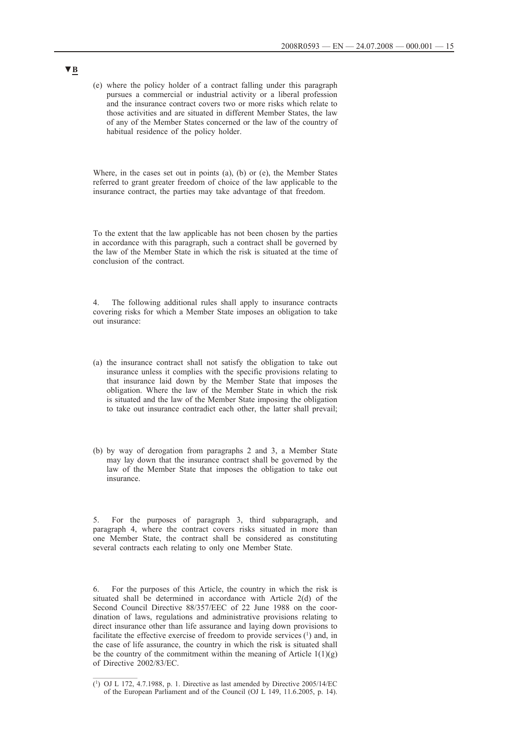▼B

(e) where the policy holder of a contract falling under this paragraph pursues a commercial or industrial activity or a liberal profession and the insurance contract covers two or more risks which relate to those activities and are situated in different Member States, the law of any of the Member States concerned or the law of the country of habitual residence of the policy holder.

Where, in the cases set out in points (a), (b) or (e), the Member States referred to grant greater freedom of choice of the law applicable to the insurance contract, the parties may take advantage of that freedom.

To the extent that the law applicable has not been chosen by the parties in accordance with this paragraph, such a contract shall be governed by the law of the Member State in which the risk is situated at the time of conclusion of the contract.

4. The following additional rules shall apply to insurance contracts covering risks for which a Member State imposes an obligation to take out insurance:

(a) the insurance contract shall not satisfy the obligation to take out insurance unless it complies with the specific provisions relating to that insurance laid down by the Member State that imposes the obligation. Where the law of the Member State in which the risk is situated and the law of the Member State imposing the obligation to take out insurance contradict each other, the latter shall prevail;

(b) by way of derogation from paragraphs 2 and 3, a Member State may lay down that the insurance contract shall be governed by the law of the Member State that imposes the obligation to take out insurance.

5. For the purposes of paragraph 3, third subparagraph, and paragraph 4, where the contract covers risks situated in more than one Member State, the contract shall be considered as constituting several contracts each relating to only one Member State.

6. For the purposes of this Article, the country in which the risk is situated shall be determined in accordance with Article 2(d) of the Second Council Directive 88/357/EEC of 22 June 1988 on the coordination of laws, regulations and administrative provisions relating to direct insurance other than life assurance and laying down provisions to facilitate the effective exercise of freedom to provide services [1] and, in the case of life assurance, the country in which the risk is situated shall be the country of the commitment within the meaning of Article 1(1)(g) of Directive 2002/83/EC.

---

[1] OJ L 172, 4.7.1988, p. 1. Directive as last amended by Directive 2005/14/EC of the European Parliament and of the Council (OJ L 149, 11.6.2005, p. 14).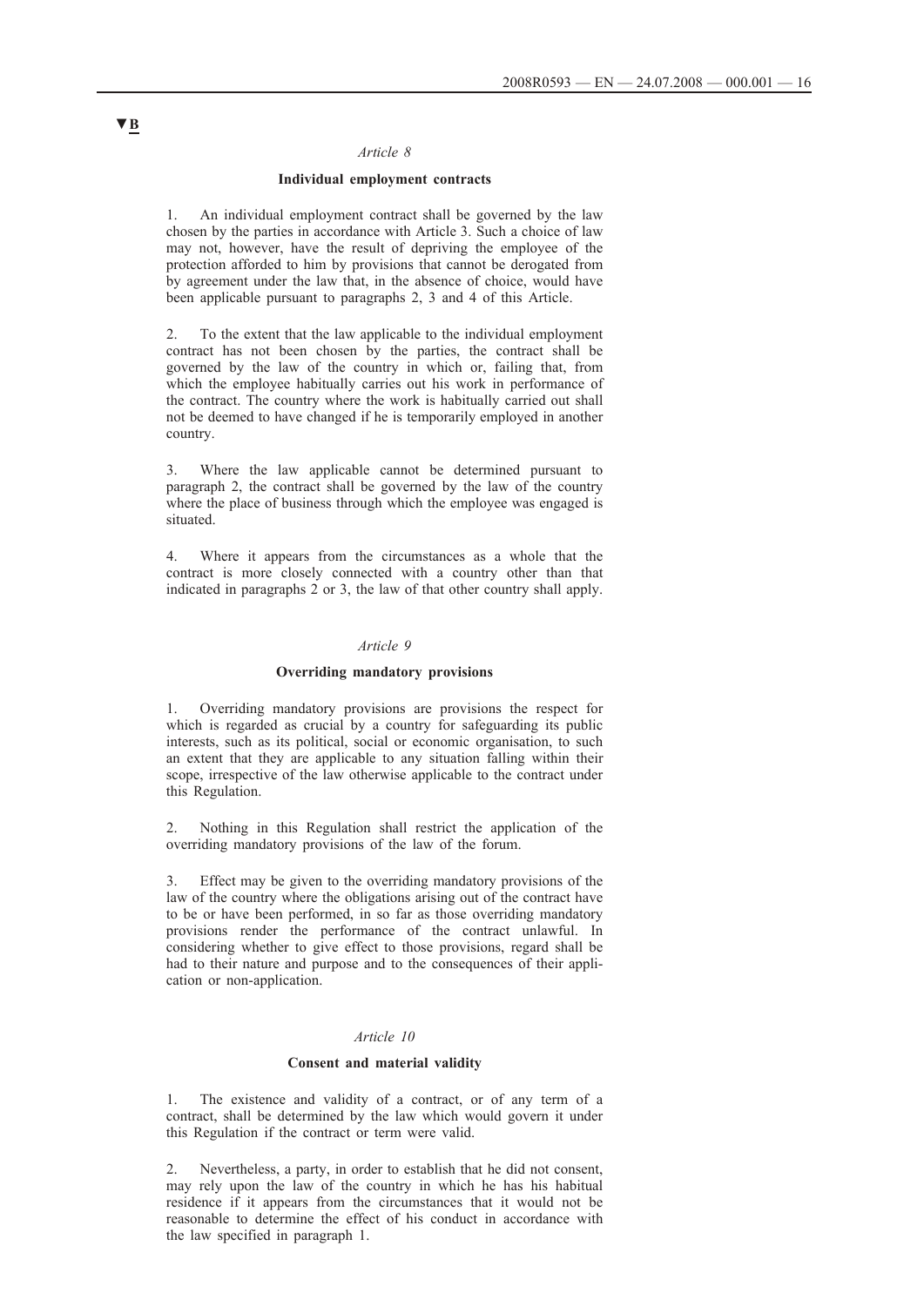▼B

*Article 8*

**Individual employment contracts**

1. An individual employment contract shall be governed by the law chosen by the parties in accordance with Article 3. Such a choice of law may not, however, have the result of depriving the employee of the protection afforded to him by provisions that cannot be derogated from by agreement under the law that, in the absence of choice, would have been applicable pursuant to paragraphs 2, 3 and 4 of this Article.

2. To the extent that the law applicable to the individual employment contract has not been chosen by the parties, the contract shall be governed by the law of the country in which or, failing that, from which the employee habitually carries out his work in performance of the contract. The country where the work is habitually carried out shall not be deemed to have changed if he is temporarily employed in another country.

3. Where the law applicable cannot be determined pursuant to paragraph 2, the contract shall be governed by the law of the country where the place of business through which the employee was engaged is situated.

4. Where it appears from the circumstances as a whole that the contract is more closely connected with a country other than that indicated in paragraphs 2 or 3, the law of that other country shall apply.

*Article 9*

**Overriding mandatory provisions**

1. Overriding mandatory provisions are provisions the respect for which is regarded as crucial by a country for safeguarding its public interests, such as its political, social or economic organisation, to such an extent that they are applicable to any situation falling within their scope, irrespective of the law otherwise applicable to the contract under this Regulation.

2. Nothing in this Regulation shall restrict the application of the overriding mandatory provisions of the law of the forum.

3. Effect may be given to the overriding mandatory provisions of the law of the country where the obligations arising out of the contract have to be or have been performed, in so far as those overriding mandatory provisions render the performance of the contract unlawful. In considering whether to give effect to those provisions, regard shall be had to their nature and purpose and to the consequences of their application or non-application.

*Article 10*

**Consent and material validity**

1. The existence and validity of a contract, or of any term of a contract, shall be determined by the law which would govern it under this Regulation if the contract or term were valid.

2. Nevertheless, a party, in order to establish that he did not consent, may rely upon the law of the country in which he has his habitual residence if it appears from the circumstances that it would not be reasonable to determine the effect of his conduct in accordance with the law specified in paragraph 1.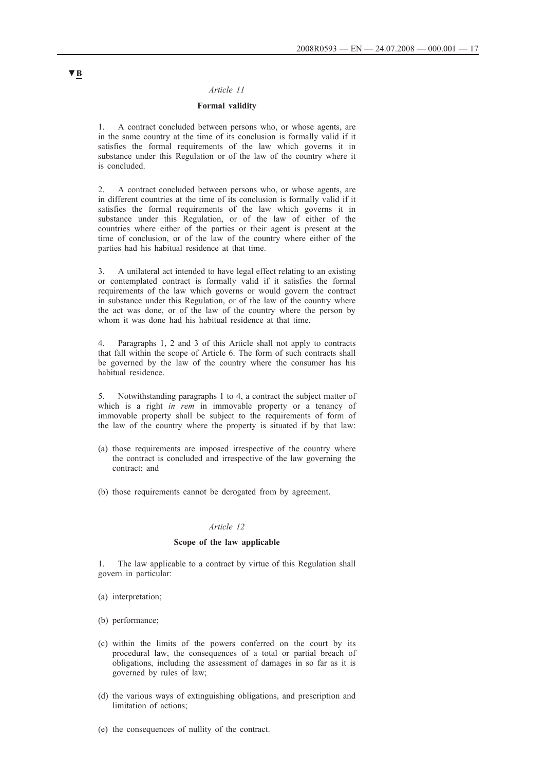▼B

*Article 11*

**Formal validity**

1. A contract concluded between persons who, or whose agents, are in the same country at the time of its conclusion is formally valid if it satisfies the formal requirements of the law which governs it in substance under this Regulation or of the law of the country where it is concluded.

2. A contract concluded between persons who, or whose agents, are in different countries at the time of its conclusion is formally valid if it satisfies the formal requirements of the law which governs it in substance under this Regulation, or of the law of either of the countries where either of the parties or their agent is present at the time of conclusion, or of the law of the country where either of the parties had his habitual residence at that time.

3. A unilateral act intended to have legal effect relating to an existing or contemplated contract is formally valid if it satisfies the formal requirements of the law which governs or would govern the contract in substance under this Regulation, or of the law of the country where the act was done, or of the law of the country where the person by whom it was done had his habitual residence at that time.

4. Paragraphs 1, 2 and 3 of this Article shall not apply to contracts that fall within the scope of Article 6. The form of such contracts shall be governed by the law of the country where the consumer has his habitual residence.

5. Notwithstanding paragraphs 1 to 4, a contract the subject matter of which is a right *in rem* in immovable property or a tenancy of immovable property shall be subject to the requirements of form of the law of the country where the property is situated if by that law:

(a) those requirements are imposed irrespective of the country where the contract is concluded and irrespective of the law governing the contract; and

(b) those requirements cannot be derogated from by agreement.

*Article 12*

**Scope of the law applicable**

1. The law applicable to a contract by virtue of this Regulation shall govern in particular:

(a) interpretation;

(b) performance;

(c) within the limits of the powers conferred on the court by its procedural law, the consequences of a total or partial breach of obligations, including the assessment of damages in so far as it is governed by rules of law;

(d) the various ways of extinguishing obligations, and prescription and limitation of actions;

(e) the consequences of nullity of the contract.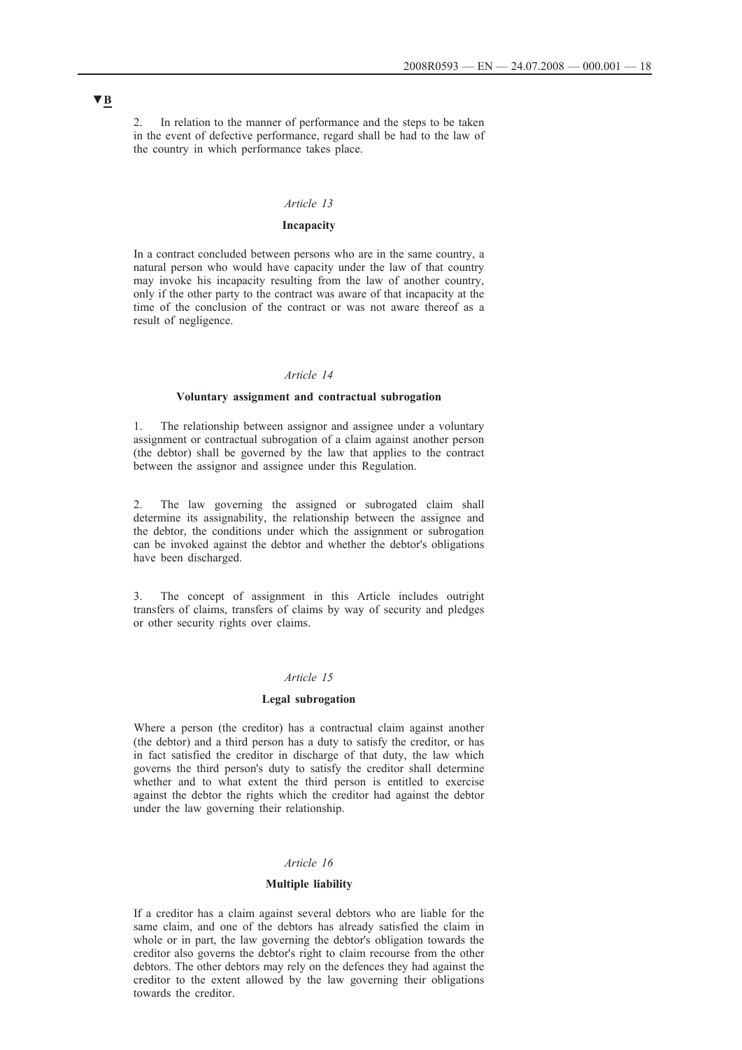▼B

2. In relation to the manner of performance and the steps to be taken in the event of defective performance, regard shall be had to the law of the country in which performance takes place.

*Article 13*

**Incapacity**

In a contract concluded between persons who are in the same country, a natural person who would have capacity under the law of that country may invoke his incapacity resulting from the law of another country, only if the other party to the contract was aware of that incapacity at the time of the conclusion of the contract or was not aware thereof as a result of negligence.

*Article 14*

**Voluntary assignment and contractual subrogation**

1. The relationship between assignor and assignee under a voluntary assignment or contractual subrogation of a claim against another person (the debtor) shall be governed by the law that applies to the contract between the assignor and assignee under this Regulation.

2. The law governing the assigned or subrogated claim shall determine its assignability, the relationship between the assignee and the debtor, the conditions under which the assignment or subrogation can be invoked against the debtor and whether the debtor's obligations have been discharged.

3. The concept of assignment in this Article includes outright transfers of claims, transfers of claims by way of security and pledges or other security rights over claims.

*Article 15*

**Legal subrogation**

Where a person (the creditor) has a contractual claim against another (the debtor) and a third person has a duty to satisfy the creditor, or has in fact satisfied the creditor in discharge of that duty, the law which governs the third person's duty to satisfy the creditor shall determine whether and to what extent the third person is entitled to exercise against the debtor the rights which the creditor had against the debtor under the law governing their relationship.

*Article 16*

**Multiple liability**

If a creditor has a claim against several debtors who are liable for the same claim, and one of the debtors has already satisfied the claim in whole or in part, the law governing the debtor's obligation towards the creditor also governs the debtor's right to claim recourse from the other debtors. The other debtors may rely on the defences they had against the creditor to the extent allowed by the law governing their obligations towards the creditor.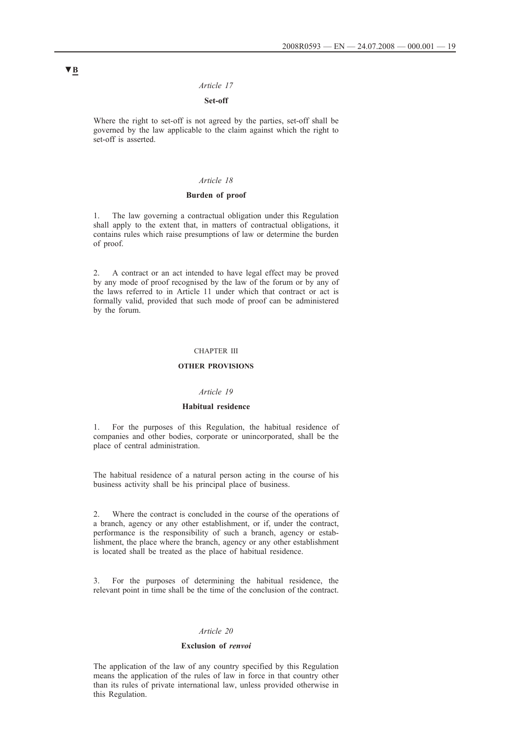▼B

*Article 17*

**Set-off**

Where the right to set-off is not agreed by the parties, set-off shall be governed by the law applicable to the claim against which the right to set-off is asserted.

*Article 18*

**Burden of proof**

1. The law governing a contractual obligation under this Regulation shall apply to the extent that, in matters of contractual obligations, it contains rules which raise presumptions of law or determine the burden of proof.

2. A contract or an act intended to have legal effect may be proved by any mode of proof recognised by the law of the forum or by any of the laws referred to in Article 11 under which that contract or act is formally valid, provided that such mode of proof can be administered by the forum.

CHAPTER III

**OTHER PROVISIONS**

*Article 19*

**Habitual residence**

1. For the purposes of this Regulation, the habitual residence of companies and other bodies, corporate or unincorporated, shall be the place of central administration.

The habitual residence of a natural person acting in the course of his business activity shall be his principal place of business.

2. Where the contract is concluded in the course of the operations of a branch, agency or any other establishment, or if, under the contract, performance is the responsibility of such a branch, agency or establishment, the place where the branch, agency or any other establishment is located shall be treated as the place of habitual residence.

3. For the purposes of determining the habitual residence, the relevant point in time shall be the time of the conclusion of the contract.

*Article 20*

**Exclusion of *renvoi***

The application of the law of any country specified by this Regulation means the application of the rules of law in force in that country other than its rules of private international law, unless provided otherwise in this Regulation.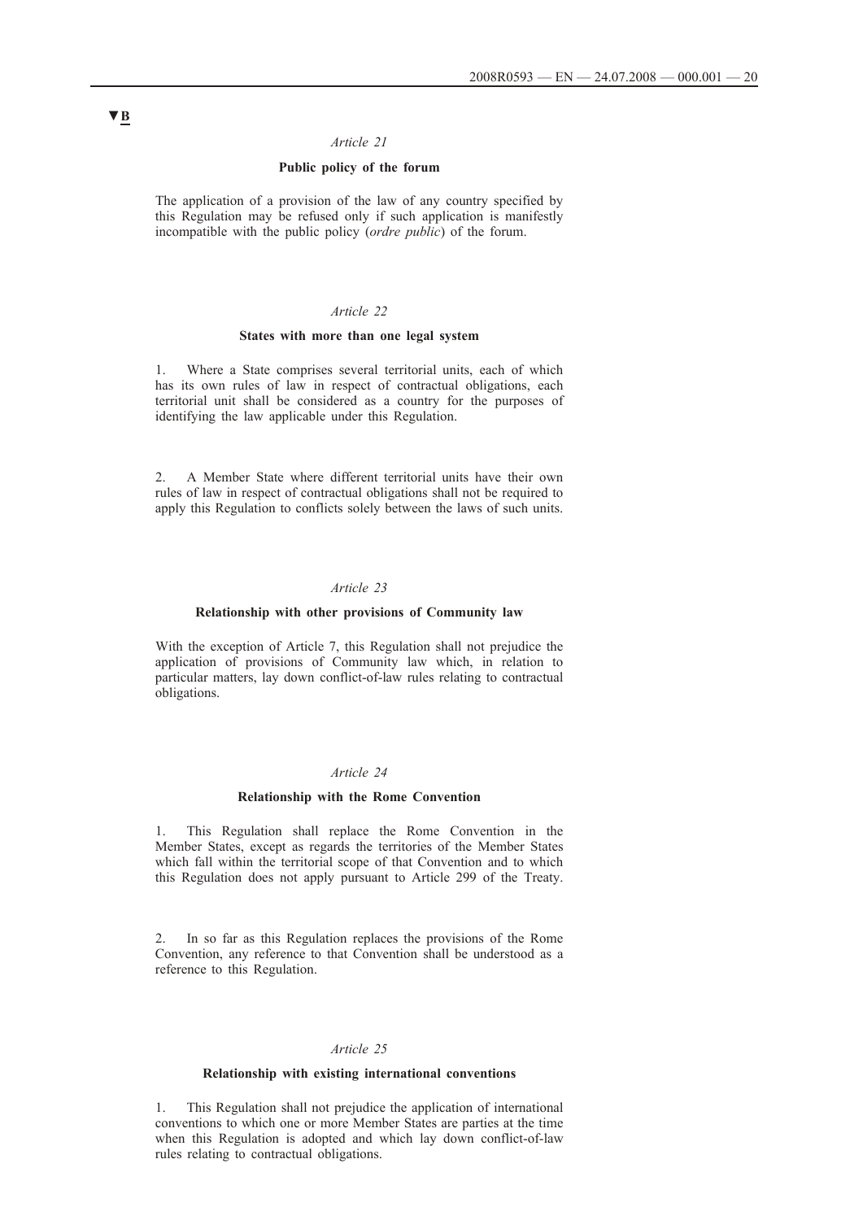▼B

*Article 21*

**Public policy of the forum**

The application of a provision of the law of any country specified by this Regulation may be refused only if such application is manifestly incompatible with the public policy (*ordre public*) of the forum.

*Article 22*

**States with more than one legal system**

1. Where a State comprises several territorial units, each of which has its own rules of law in respect of contractual obligations, each territorial unit shall be considered as a country for the purposes of identifying the law applicable under this Regulation.

2. A Member State where different territorial units have their own rules of law in respect of contractual obligations shall not be required to apply this Regulation to conflicts solely between the laws of such units.

*Article 23*

**Relationship with other provisions of Community law**

With the exception of Article 7, this Regulation shall not prejudice the application of provisions of Community law which, in relation to particular matters, lay down conflict-of-law rules relating to contractual obligations.

*Article 24*

**Relationship with the Rome Convention**

1. This Regulation shall replace the Rome Convention in the Member States, except as regards the territories of the Member States which fall within the territorial scope of that Convention and to which this Regulation does not apply pursuant to Article 299 of the Treaty.

2. In so far as this Regulation replaces the provisions of the Rome Convention, any reference to that Convention shall be understood as a reference to this Regulation.

*Article 25*

**Relationship with existing international conventions**

1. This Regulation shall not prejudice the application of international conventions to which one or more Member States are parties at the time when this Regulation is adopted and which lay down conflict-of-law rules relating to contractual obligations.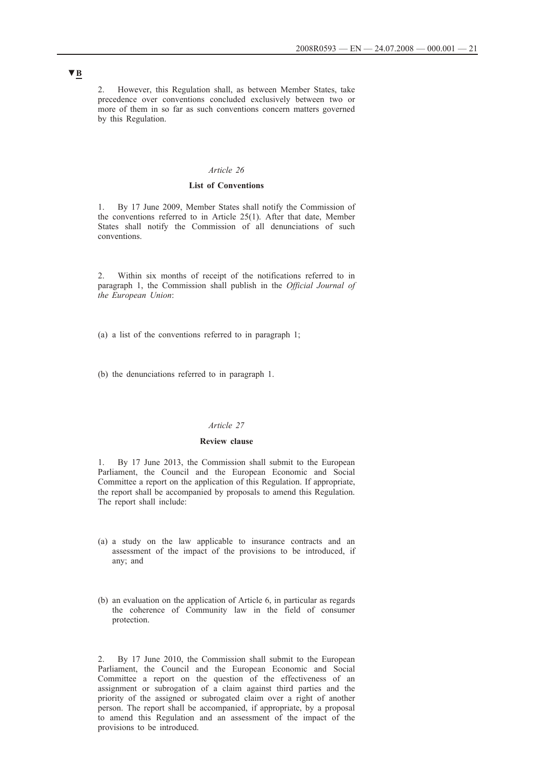▼B

2. However, this Regulation shall, as between Member States, take precedence over conventions concluded exclusively between two or more of them in so far as such conventions concern matters governed by this Regulation.

*Article 26*

**List of Conventions**

1. By 17 June 2009, Member States shall notify the Commission of the conventions referred to in Article 25(1). After that date, Member States shall notify the Commission of all denunciations of such conventions.

2. Within six months of receipt of the notifications referred to in paragraph 1, the Commission shall publish in the *Official Journal of the European Union*:

(a) a list of the conventions referred to in paragraph 1;

(b) the denunciations referred to in paragraph 1.

*Article 27*

**Review clause**

1. By 17 June 2013, the Commission shall submit to the European Parliament, the Council and the European Economic and Social Committee a report on the application of this Regulation. If appropriate, the report shall be accompanied by proposals to amend this Regulation. The report shall include:

(a) a study on the law applicable to insurance contracts and an assessment of the impact of the provisions to be introduced, if any; and

(b) an evaluation on the application of Article 6, in particular as regards the coherence of Community law in the field of consumer protection.

2. By 17 June 2010, the Commission shall submit to the European Parliament, the Council and the European Economic and Social Committee a report on the question of the effectiveness of an assignment or subrogation of a claim against third parties and the priority of the assigned or subrogated claim over a right of another person. The report shall be accompanied, if appropriate, by a proposal to amend this Regulation and an assessment of the impact of the provisions to be introduced.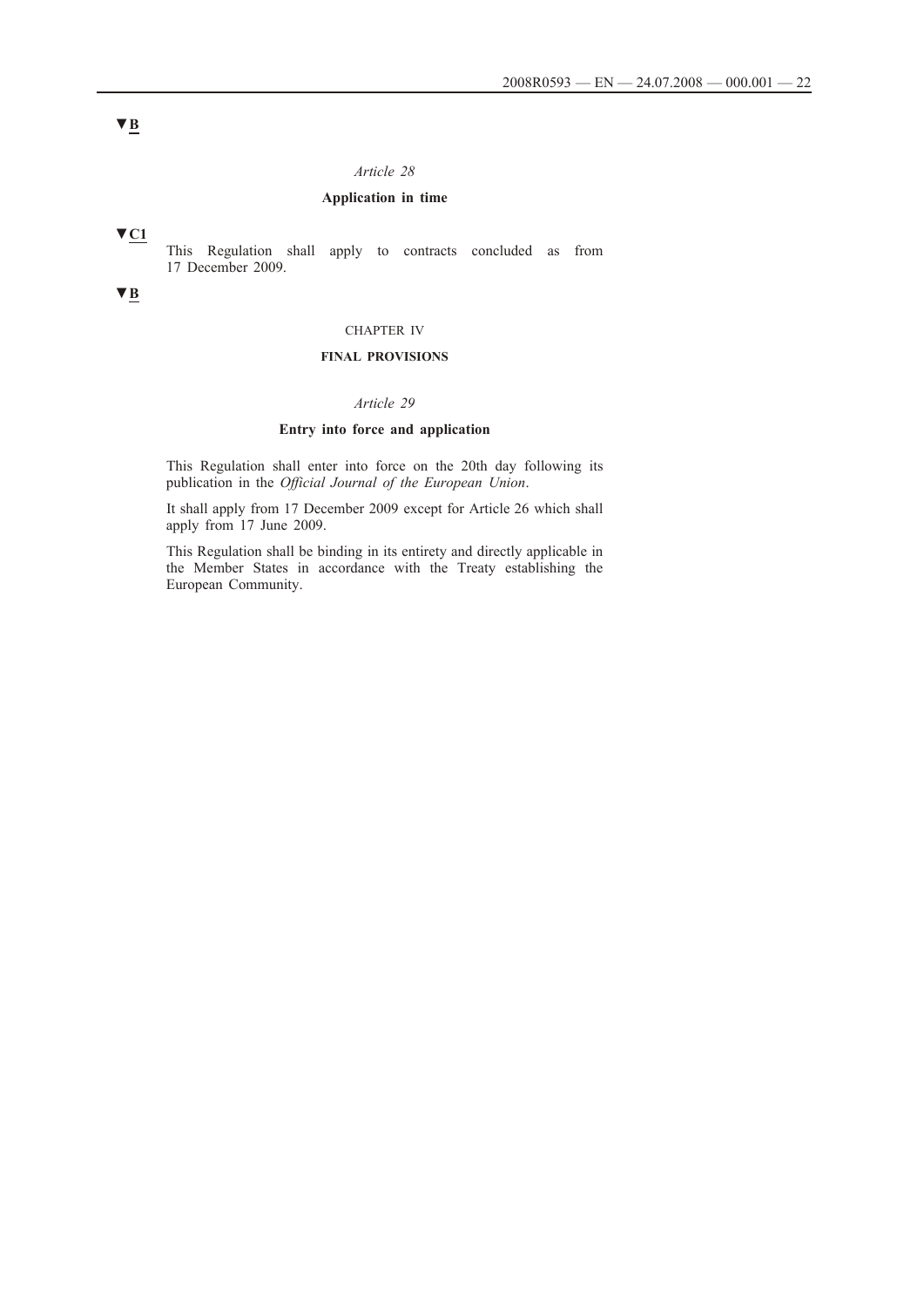▼B

*Article 28*

**Application in time**

▼C1

This Regulation shall apply to contracts concluded as from 17 December 2009.

▼B

CHAPTER IV

**FINAL PROVISIONS**

*Article 29*

**Entry into force and application**

This Regulation shall enter into force on the 20th day following its publication in the *Official Journal of the European Union*.

It shall apply from 17 December 2009 except for Article 26 which shall apply from 17 June 2009.

This Regulation shall be binding in its entirety and directly applicable in the Member States in accordance with the Treaty establishing the European Community.